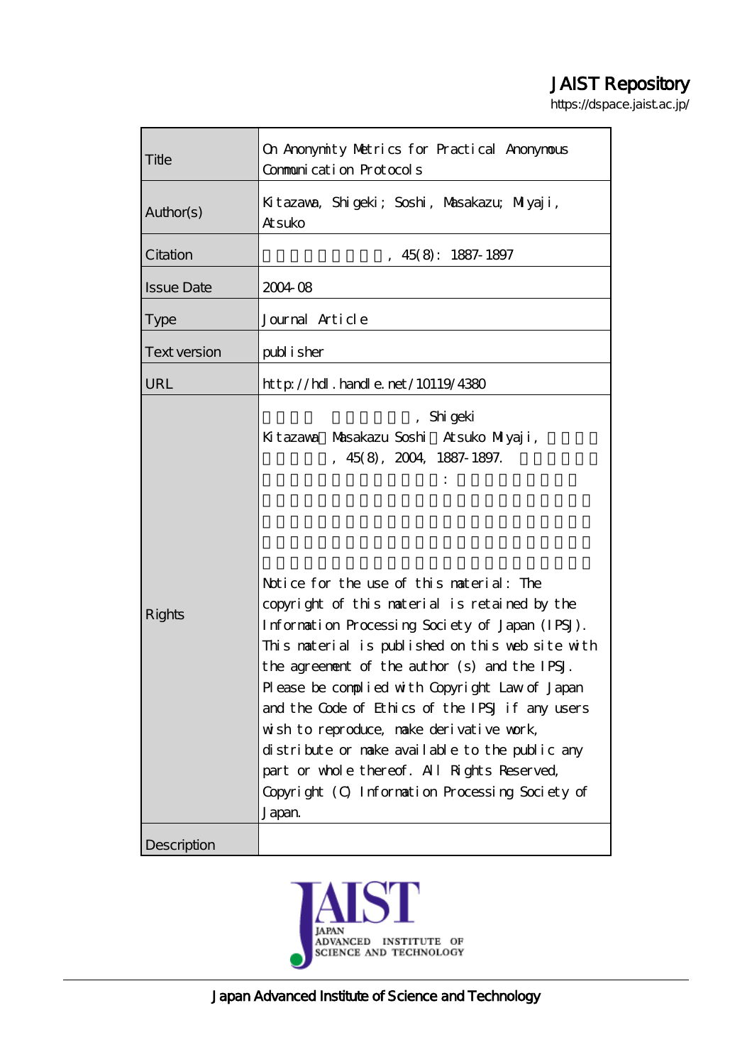# JAIST Repository

https://dspace.jaist.ac.jp/

| | |
|---|---|
| Title | On Anonymity Metrics for Practical Anonymous Communication Protocols |
| Author(s) | Kitazawa, Shigeki; Soshi, Masakazu; Miyaji, Atsuko |
| Citation | , 45(8): 1887-1897 |
| Issue Date | 2004-08 |
| Type | Journal Article |
| Text version | publisher |
| URL | http://hdl.handle.net/10119/4380 |
| Rights | , Shigeki Kitazawa Masakazu Soshi Atsuko Miyaji, , 45(8), 2004, 1887-1897. : Notice for the use of this material: The copyright of this material is retained by the Information Processing Society of Japan (IPSJ). This material is published on this web site with the agreement of the author (s) and the IPSJ. Please be complied with Copyright Law of Japan and the Code of Ethics of the IPSJ if any users wish to reproduce, make derivative work, distribute or make available to the public any part or whole thereof. All Rights Reserved, Copyright (C) Information Processing Society of Japan. |
| Description | |

JAPAN ADVANCED INSTITUTE OF SCIENCE AND TECHNOLOGY

Japan Advanced Institute of Science and Technology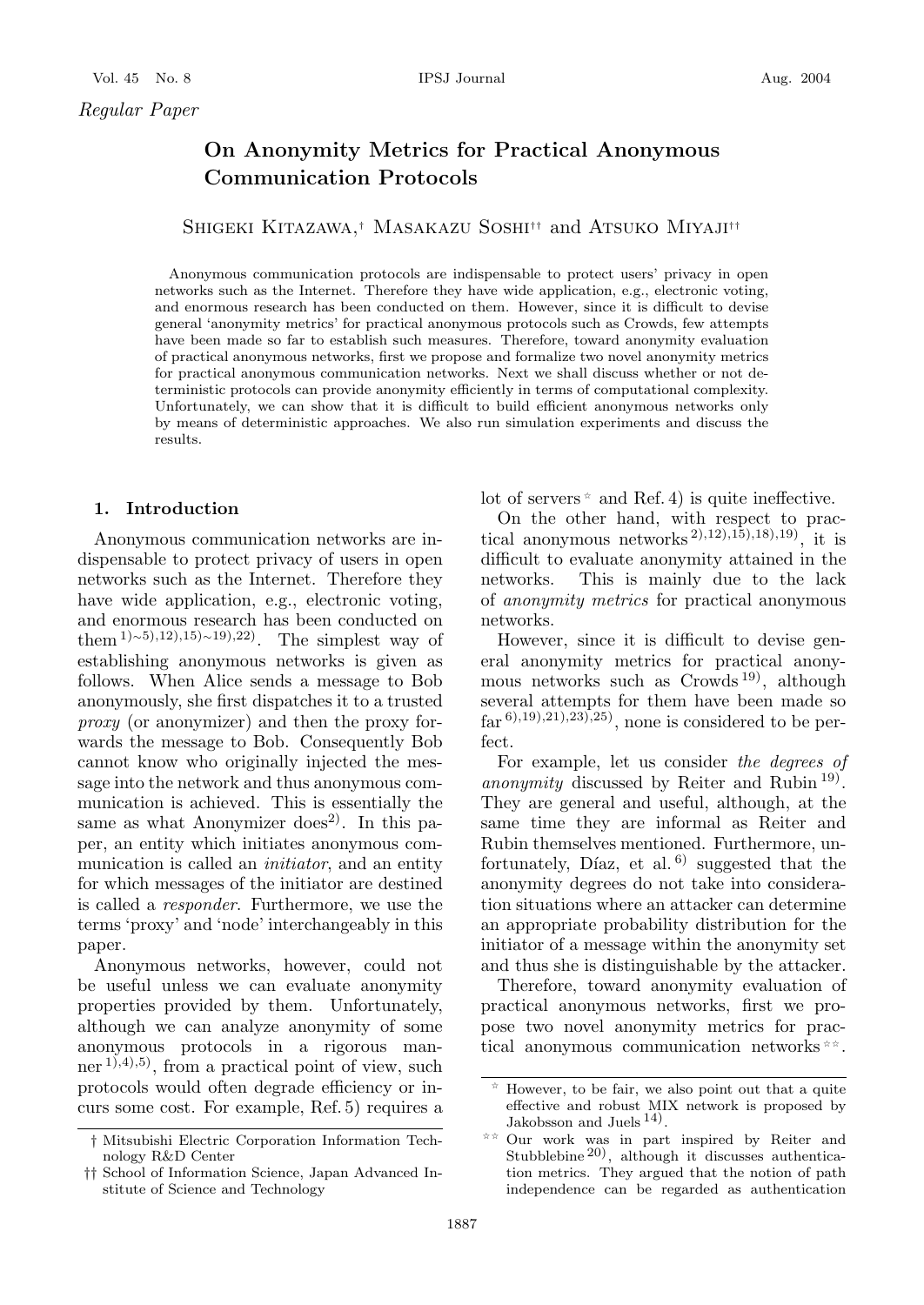*Regular Paper*

# On Anonymity Metrics for Practical Anonymous Communication Protocols

Shigeki Kitazawa,[†] Masakazu Soshi[††] and Atsuko Miyaji[††]

Anonymous communication protocols are indispensable to protect users' privacy in open networks such as the Internet. Therefore they have wide application, e.g., electronic voting, and enormous research has been conducted on them. However, since it is difficult to devise general 'anonymity metrics' for practical anonymous protocols such as Crowds, few attempts have been made so far to establish such measures. Therefore, toward anonymity evaluation of practical anonymous networks, first we propose and formalize two novel anonymity metrics for practical anonymous communication networks. Next we shall discuss whether or not deterministic protocols can provide anonymity efficiently in terms of computational complexity. Unfortunately, we can show that it is difficult to build efficient anonymous networks only by means of deterministic approaches. We also run simulation experiments and discuss the results.

## 1. Introduction

Anonymous communication networks are indispensable to protect privacy of users in open networks such as the Internet. Therefore they have wide application, e.g., electronic voting, and enormous research has been conducted on them [1)∼5),12),15)∼19),22)]. The simplest way of establishing anonymous networks is given as follows. When Alice sends a message to Bob anonymously, she first dispatches it to a trusted *proxy* (or anonymizer) and then the proxy forwards the message to Bob. Consequently Bob cannot know who originally injected the message into the network and thus anonymous communication is achieved. This is essentially the same as what Anonymizer does[2)]. In this paper, an entity which initiates anonymous communication is called an *initiator*, and an entity for which messages of the initiator are destined is called a *responder*. Furthermore, we use the terms 'proxy' and 'node' interchangeably in this paper.

Anonymous networks, however, could not be useful unless we can evaluate anonymity properties provided by them. Unfortunately, although we can analyze anonymity of some anonymous protocols in a rigorous manner [1),4),5)], from a practical point of view, such protocols would often degrade efficiency or incurs some cost. For example, Ref. 5) requires a lot of servers[☆] and Ref. 4) is quite ineffective.

On the other hand, with respect to practical anonymous networks [2),12),15),18),19)], it is difficult to evaluate anonymity attained in the networks. This is mainly due to the lack of *anonymity metrics* for practical anonymous networks.

However, since it is difficult to devise general anonymity metrics for practical anonymous networks such as Crowds [19)], although several attempts for them have been made so far [6),19),21),23),25)], none is considered to be perfect.

For example, let us consider *the degrees of anonymity* discussed by Reiter and Rubin [19)]. They are general and useful, although, at the same time they are informal as Reiter and Rubin themselves mentioned. Furthermore, unfortunately, Díaz, et al. [6)] suggested that the anonymity degrees do not take into consideration situations where an attacker can determine an appropriate probability distribution for the initiator of a message within the anonymity set and thus she is distinguishable by the attacker.

Therefore, toward anonymity evaluation of practical anonymous networks, first we propose two novel anonymity metrics for practical anonymous communication networks[☆☆].

† Mitsubishi Electric Corporation Information Technology R&D Center

†† School of Information Science, Japan Advanced Institute of Science and Technology

☆ However, to be fair, we also point out that a quite effective and robust MIX network is proposed by Jakobsson and Juels [14)].

☆☆ Our work was in part inspired by Reiter and Stubblebine [20)], although it discusses authentication metrics. They argued that the notion of path independence can be regarded as authentication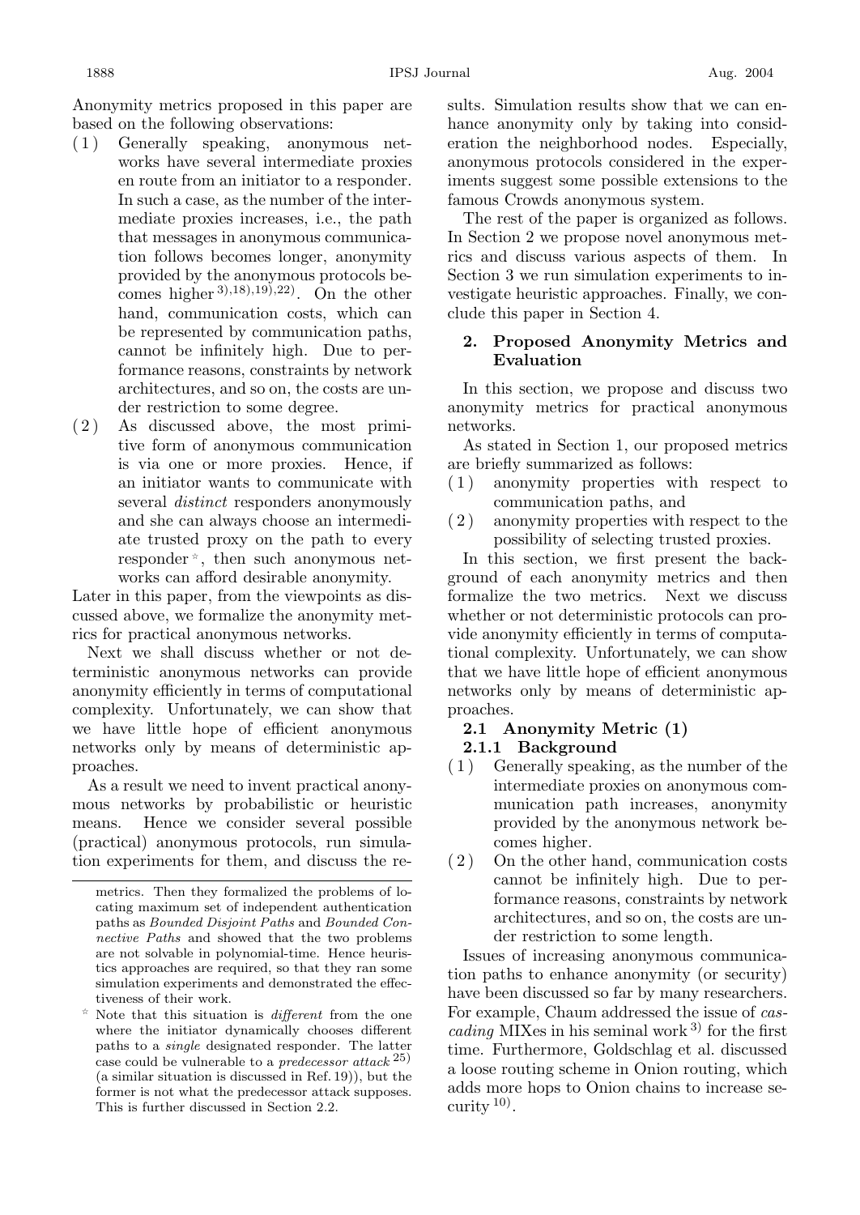Anonymity metrics proposed in this paper are based on the following observations:

(1) Generally speaking, anonymous networks have several intermediate proxies en route from an initiator to a responder. In such a case, as the number of the intermediate proxies increases, i.e., the path that messages in anonymous communication follows becomes longer, anonymity provided by the anonymous protocols becomes higher [3),18),19),22)]. On the other hand, communication costs, which can be represented by communication paths, cannot be infinitely high. Due to performance reasons, constraints by network architectures, and so on, the costs are under restriction to some degree.

(2) As discussed above, the most primitive form of anonymous communication is via one or more proxies. Hence, if an initiator wants to communicate with several *distinct* responders anonymously and she can always choose an intermediate trusted proxy on the path to every responder [☆], then such anonymous networks can afford desirable anonymity.

Later in this paper, from the viewpoints as discussed above, we formalize the anonymity metrics for practical anonymous networks.

Next we shall discuss whether or not deterministic anonymous networks can provide anonymity efficiently in terms of computational complexity. Unfortunately, we can show that we have little hope of efficient anonymous networks only by means of deterministic approaches.

As a result we need to invent practical anonymous networks by probabilistic or heuristic means. Hence we consider several possible (practical) anonymous protocols, run simulation experiments for them, and discuss the results. Simulation results show that we can enhance anonymity only by taking into consideration the neighborhood nodes. Especially, anonymous protocols considered in the experiments suggest some possible extensions to the famous Crowds anonymous system.

The rest of the paper is organized as follows. In Section 2 we propose novel anonymous metrics and discuss various aspects of them. In Section 3 we run simulation experiments to investigate heuristic approaches. Finally, we conclude this paper in Section 4.

## 2. Proposed Anonymity Metrics and Evaluation

In this section, we propose and discuss two anonymity metrics for practical anonymous networks.

As stated in Section 1, our proposed metrics are briefly summarized as follows:

(1) anonymity properties with respect to communication paths, and

(2) anonymity properties with respect to the possibility of selecting trusted proxies.

In this section, we first present the background of each anonymity metrics and then formalize the two metrics. Next we discuss whether or not deterministic protocols can provide anonymity efficiently in terms of computational complexity. Unfortunately, we can show that we have little hope of efficient anonymous networks only by means of deterministic approaches.

### 2.1 Anonymity Metric (1)

#### 2.1.1 Background

(1) Generally speaking, as the number of the intermediate proxies on anonymous communication path increases, anonymity provided by the anonymous network becomes higher.

(2) On the other hand, communication costs cannot be infinitely high. Due to performance reasons, constraints by network architectures, and so on, the costs are under restriction to some length.

Issues of increasing anonymous communication paths to enhance anonymity (or security) have been discussed so far by many researchers. For example, Chaum addressed the issue of *cascading* MIXes in his seminal work [3)] for the first time. Furthermore, Goldschlag et al. discussed a loose routing scheme in Onion routing, which adds more hops to Onion chains to increase security [10)].

---

metrics. Then they formalized the problems of locating maximum set of independent authentication paths as *Bounded Disjoint Paths* and *Bounded Connective Paths* and showed that the two problems are not solvable in polynomial-time. Hence heuristics approaches are required, so that they ran some simulation experiments and demonstrated the effectiveness of their work.

[☆] Note that this situation is *different* from the one where the initiator dynamically chooses different paths to a *single* designated responder. The latter case could be vulnerable to a *predecessor attack* [25)] (a similar situation is discussed in Ref. 19)), but the former is not what the predecessor attack supposes. This is further discussed in Section 2.2.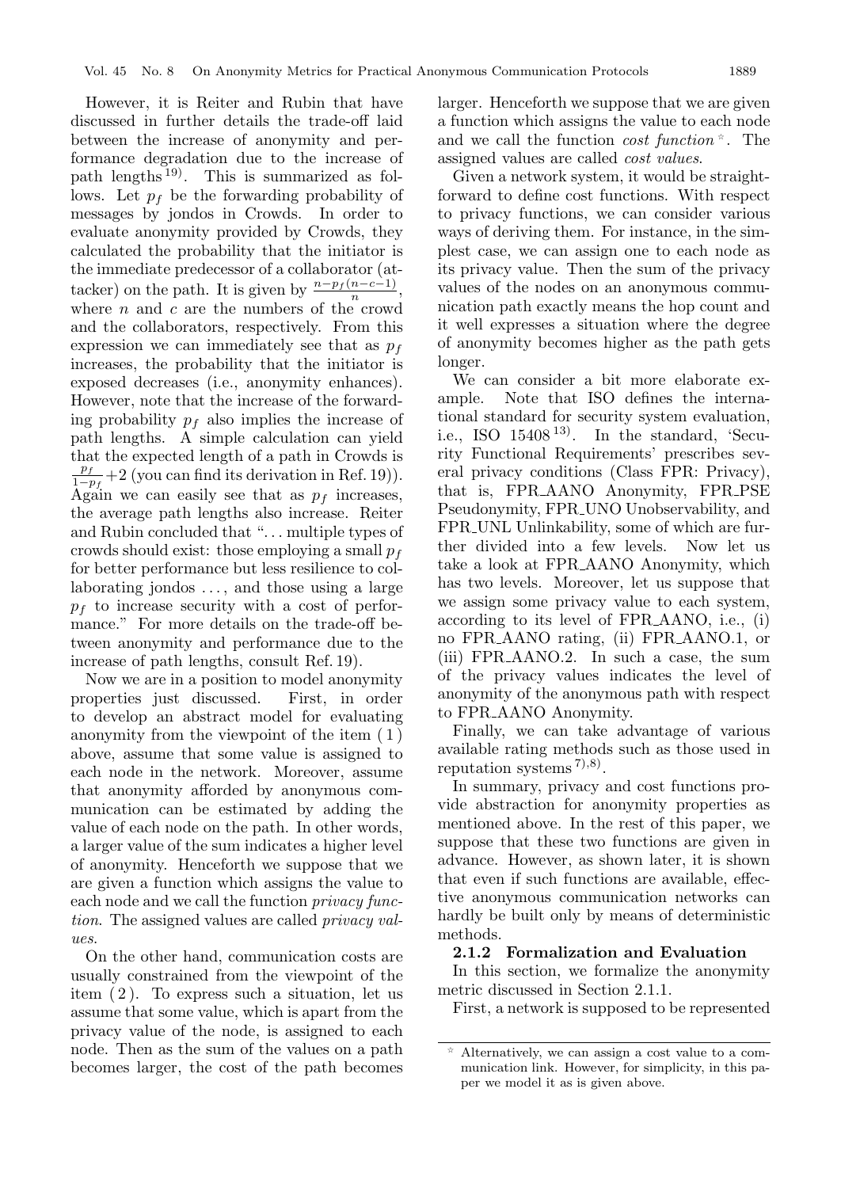However, it is Reiter and Rubin that have discussed in further details the trade-off laid between the increase of anonymity and performance degradation due to the increase of path lengths[19]. This is summarized as follows. Let $p_f$ be the forwarding probability of messages by jondos in Crowds. In order to evaluate anonymity provided by Crowds, they calculated the probability that the initiator is the immediate predecessor of a collaborator (attacker) on the path. It is given by $\frac{n-p_f(n-c-1)}{n}$, where $n$ and $c$ are the numbers of the crowd and the collaborators, respectively. From this expression we can immediately see that as $p_f$ increases, the probability that the initiator is exposed decreases (i.e., anonymity enhances). However, note that the increase of the forwarding probability $p_f$ also implies the increase of path lengths. A simple calculation can yield that the expected length of a path in Crowds is $\frac{p_f}{1-p_f}+2$ (you can find its derivation in Ref. 19)). Again we can easily see that as $p_f$ increases, the average path lengths also increase. Reiter and Rubin concluded that "... multiple types of crowds should exist: those employing a small $p_f$ for better performance but less resilience to collaborating jondos ..., and those using a large $p_f$ to increase security with a cost of performance." For more details on the trade-off between anonymity and performance due to the increase of path lengths, consult Ref. 19).

Now we are in a position to model anonymity properties just discussed. First, in order to develop an abstract model for evaluating anonymity from the viewpoint of the item (1) above, assume that some value is assigned to each node in the network. Moreover, assume that anonymity afforded by anonymous communication can be estimated by adding the value of each node on the path. In other words, a larger value of the sum indicates a higher level of anonymity. Henceforth we suppose that we are given a function which assigns the value to each node and we call the function *privacy function*. The assigned values are called *privacy values*.

On the other hand, communication costs are usually constrained from the viewpoint of the item (2). To express such a situation, let us assume that some value, which is apart from the privacy value of the node, is assigned to each node. Then as the sum of the values on a path becomes larger, the cost of the path becomes larger. Henceforth we suppose that we are given a function which assigns the value to each node and we call the function *cost function*[☆]. The assigned values are called *cost values*.

Given a network system, it would be straightforward to define cost functions. With respect to privacy functions, we can consider various ways of deriving them. For instance, in the simplest case, we can assign one to each node as its privacy value. Then the sum of the privacy values of the nodes on an anonymous communication path exactly means the hop count and it well expresses a situation where the degree of anonymity becomes higher as the path gets longer.

We can consider a bit more elaborate example. Note that ISO defines the international standard for security system evaluation, i.e., ISO 15408[13]. In the standard, 'Security Functional Requirements' prescribes several privacy conditions (Class FPR: Privacy), that is, FPR_AANO Anonymity, FPR_PSE Pseudonymity, FPR_UNO Unobservability, and FPR_UNL Unlinkability, some of which are further divided into a few levels. Now let us take a look at FPR_AANO Anonymity, which has two levels. Moreover, let us suppose that we assign some privacy value to each system, according to its level of FPR_AANO, i.e., (i) no FPR_AANO rating, (ii) FPR_AANO.1, or (iii) FPR_AANO.2. In such a case, the sum of the privacy values indicates the level of anonymity of the anonymous path with respect to FPR_AANO Anonymity.

Finally, we can take advantage of various available rating methods such as those used in reputation systems[7),8)].

In summary, privacy and cost functions provide abstraction for anonymity properties as mentioned above. In the rest of this paper, we suppose that these two functions are given in advance. However, as shown later, it is shown that even if such functions are available, effective anonymous communication networks can hardly be built only by means of deterministic methods.

#### 2.1.2 Formalization and Evaluation

In this section, we formalize the anonymity metric discussed in Section 2.1.1.

First, a network is supposed to be represented

☆ Alternatively, we can assign a cost value to a communication link. However, for simplicity, in this paper we model it as is given above.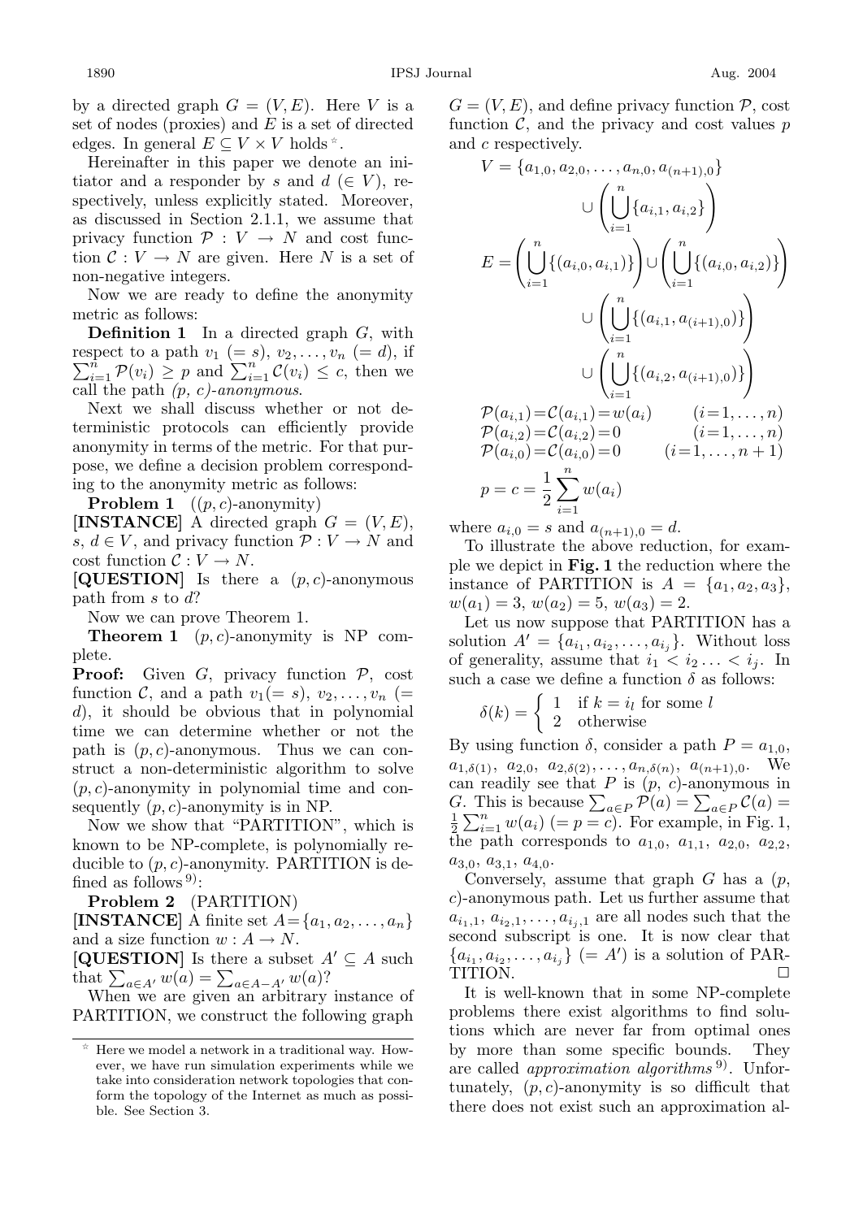by a directed graph $G = (V, E)$. Here $V$ is a set of nodes (proxies) and $E$ is a set of directed edges. In general $E \subseteq V \times V$ holds[☆].

Hereinafter in this paper we denote an initiator and a responder by $s$ and $d$ ($\in V$), respectively, unless explicitly stated. Moreover, as discussed in Section 2.1.1, we assume that privacy function $\mathcal{P} : V \rightarrow N$ and cost function $\mathcal{C} : V \rightarrow N$ are given. Here $N$ is a set of non-negative integers.

Now we are ready to define the anonymity metric as follows:

**Definition 1** In a directed graph $G$, with respect to a path $v_1$ ($= s$), $v_2, \ldots, v_n$ ($= d$), if $\sum_{i=1}^{n} \mathcal{P}(v_i) \geq p$ and $\sum_{i=1}^{n} \mathcal{C}(v_i) \leq c$, then we call the path *(p, c)-anonymous*.

Next we shall discuss whether or not deterministic protocols can efficiently provide anonymity in terms of the metric. For that purpose, we define a decision problem corresponding to the anonymity metric as follows:

**Problem 1** ($(p, c)$-anonymity)
**[INSTANCE]** A directed graph $G = (V, E)$, $s$, $d \in V$, and privacy function $\mathcal{P} : V \rightarrow N$ and cost function $\mathcal{C} : V \rightarrow N$.
**[QUESTION]** Is there a $(p, c)$-anonymous path from $s$ to $d$?

Now we can prove Theorem 1.

**Theorem 1** $(p, c)$-anonymity is NP complete.

**Proof:** Given $G$, privacy function $\mathcal{P}$, cost function $\mathcal{C}$, and a path $v_1 (= s)$, $v_2, \ldots, v_n$ ($= d$), it should be obvious that in polynomial time we can determine whether or not the path is $(p, c)$-anonymous. Thus we can construct a non-deterministic algorithm to solve $(p, c)$-anonymity in polynomial time and consequently $(p, c)$-anonymity is in NP.

Now we show that "PARTITION", which is known to be NP-complete, is polynomially reducible to $(p, c)$-anonymity. PARTITION is defined as follows[9]:

**Problem 2** (PARTITION)
**[INSTANCE]** A finite set $A = \{a_1, a_2, \ldots, a_n\}$ and a size function $w : A \rightarrow N$.
**[QUESTION]** Is there a subset $A' \subseteq A$ such that $\sum_{a \in A'} w(a) = \sum_{a \in A - A'} w(a)$?

When we are given an arbitrary instance of PARTITION, we construct the following graph $G = (V, E)$, and define privacy function $\mathcal{P}$, cost function $\mathcal{C}$, and the privacy and cost values $p$ and $c$ respectively.

$$V = \{a_{1,0}, a_{2,0}, \ldots, a_{n,0}, a_{(n+1),0}\} \cup \left( \bigcup_{i=1}^{n} \{a_{i,1}, a_{i,2}\} \right)$$

$$E = \left( \bigcup_{i=1}^{n} \{(a_{i,0}, a_{i,1})\} \right) \cup \left( \bigcup_{i=1}^{n} \{(a_{i,0}, a_{i,2})\} \right) \cup \left( \bigcup_{i=1}^{n} \{(a_{i,1}, a_{(i+1),0})\} \right) \cup \left( \bigcup_{i=1}^{n} \{(a_{i,2}, a_{(i+1),0})\} \right)$$

$$\mathcal{P}(a_{i,1}) = \mathcal{C}(a_{i,1}) = w(a_i) \qquad (i = 1, \ldots, n)$$
$$\mathcal{P}(a_{i,2}) = \mathcal{C}(a_{i,2}) = 0 \qquad (i = 1, \ldots, n)$$
$$\mathcal{P}(a_{i,0}) = \mathcal{C}(a_{i,0}) = 0 \qquad (i = 1, \ldots, n+1)$$
$$p = c = \frac{1}{2} \sum_{i=1}^{n} w(a_i)$$

where $a_{i,0} = s$ and $a_{(n+1),0} = d$.

To illustrate the above reduction, for example we depict in **Fig. 1** the reduction where the instance of PARTITION is $A = \{a_1, a_2, a_3\}$, $w(a_1) = 3$, $w(a_2) = 5$, $w(a_3) = 2$.

Let us now suppose that PARTITION has a solution $A' = \{a_{i_1}, a_{i_2}, \ldots, a_{i_j}\}$. Without loss of generality, assume that $i_1 < i_2 \ldots < i_j$. In such a case we define a function $\delta$ as follows:

$$\delta(k) = \begin{cases} 1 & \text{if } k = i_l \text{ for some } l \\ 2 & \text{otherwise} \end{cases}$$

By using function $\delta$, consider a path $P = a_{1,0}$, $a_{1,\delta(1)}$, $a_{2,0}$, $a_{2,\delta(2)}, \ldots, a_{n,\delta(n)}$, $a_{(n+1),0}$. We can readily see that $P$ is ($p$, $c$)-anonymous in $G$. This is because $\sum_{a \in P} \mathcal{P}(a) = \sum_{a \in P} \mathcal{C}(a) = \frac{1}{2} \sum_{i=1}^{n} w(a_i)$ ($= p = c$). For example, in Fig. 1, the path corresponds to $a_{1,0}$, $a_{1,1}$, $a_{2,0}$, $a_{2,2}$, $a_{3,0}$, $a_{3,1}$, $a_{4,0}$.

Conversely, assume that graph $G$ has a ($p$, $c$)-anonymous path. Let us further assume that $a_{i_1,1}, a_{i_2,1}, \ldots, a_{i_j,1}$ are all nodes such that the second subscript is one. It is now clear that $\{a_{i_1}, a_{i_2}, \ldots, a_{i_j}\}$ ($= A'$) is a solution of PARTITION. □

It is well-known that in some NP-complete problems there exist algorithms to find solutions which are never far from optimal ones by more than some specific bounds. They are called *approximation algorithms*[9]. Unfortunately, $(p, c)$-anonymity is so difficult that there does not exist such an approximation al-

---

[☆] Here we model a network in a traditional way. However, we have run simulation experiments while we take into consideration network topologies that conform the topology of the Internet as much as possible. See Section 3.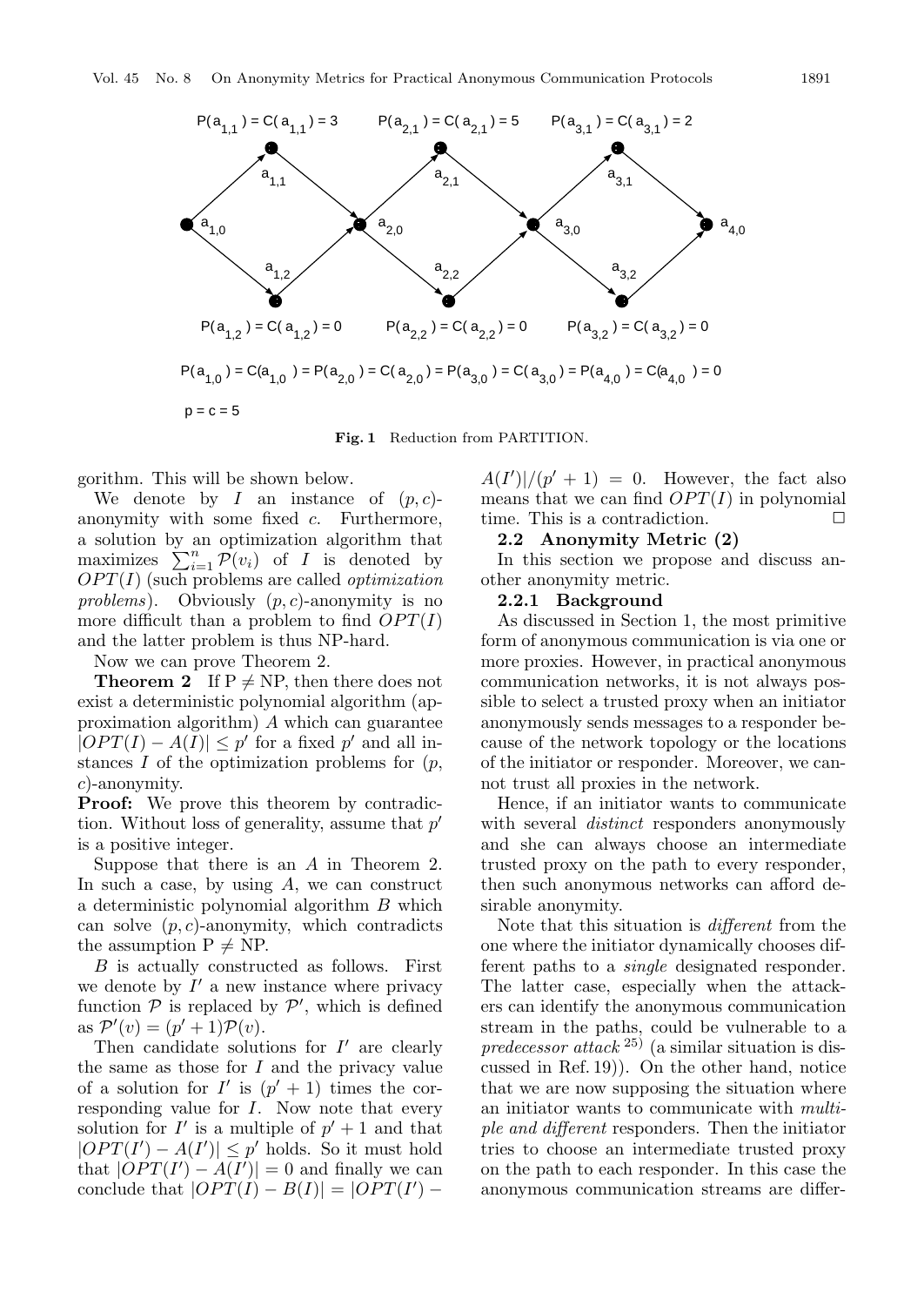**Fig. 1** Reduction from PARTITION.

gorithm. This will be shown below.

We denote by $I$ an instance of $(p, c)$-anonymity with some fixed $c$. Furthermore, a solution by an optimization algorithm that maximizes $\sum_{i=1}^{n} \mathcal{P}(v_i)$ of $I$ is denoted by $OPT(I)$ (such problems are called *optimization problems*). Obviously $(p, c)$-anonymity is no more difficult than a problem to find $OPT(I)$ and the latter problem is thus NP-hard.

Now we can prove Theorem 2.

**Theorem 2** If $\mathrm{P} \neq \mathrm{NP}$, then there does not exist a deterministic polynomial algorithm (approximation algorithm) $A$ which can guarantee $|OPT(I) - A(I)| \leq p'$ for a fixed $p'$ and all instances $I$ of the optimization problems for $(p, c)$-anonymity.

**Proof:** We prove this theorem by contradiction. Without loss of generality, assume that $p'$ is a positive integer.

Suppose that there is an $A$ in Theorem 2. In such a case, by using $A$, we can construct a deterministic polynomial algorithm $B$ which can solve $(p, c)$-anonymity, which contradicts the assumption $\mathrm{P} \neq \mathrm{NP}$.

$B$ is actually constructed as follows. First we denote by $I'$ a new instance where privacy function $\mathcal{P}$ is replaced by $\mathcal{P}'$, which is defined as $\mathcal{P}'(v) = (p' + 1)\mathcal{P}(v)$.

Then candidate solutions for $I'$ are clearly the same as those for $I$ and the privacy value of a solution for $I'$ is $(p' + 1)$ times the corresponding value for $I$. Now note that every solution for $I'$ is a multiple of $p' + 1$ and that $|OPT(I') - A(I')| \leq p'$ holds. So it must hold that $|OPT(I') - A(I')| = 0$ and finally we can conclude that $|OPT(I) - B(I)| = |OPT(I') - A(I')|/(p' + 1) = 0$. However, the fact also means that we can find $OPT(I)$ in polynomial time. This is a contradiction. $\square$

### 2.2 Anonymity Metric (2)

In this section we propose and discuss another anonymity metric.

#### 2.2.1 Background

As discussed in Section 1, the most primitive form of anonymous communication is via one or more proxies. However, in practical anonymous communication networks, it is not always possible to select a trusted proxy when an initiator anonymously sends messages to a responder because of the network topology or the locations of the initiator or responder. Moreover, we cannot trust all proxies in the network.

Hence, if an initiator wants to communicate with several *distinct* responders anonymously and she can always choose an intermediate trusted proxy on the path to every responder, then such anonymous networks can afford desirable anonymity.

Note that this situation is *different* from the one where the initiator dynamically chooses different paths to a *single* designated responder. The latter case, especially when the attackers can identify the anonymous communication stream in the paths, could be vulnerable to a *predecessor attack* [25] (a similar situation is discussed in Ref. 19)). On the other hand, notice that we are now supposing the situation where an initiator wants to communicate with *multiple and different* responders. Then the initiator tries to choose an intermediate trusted proxy on the path to each responder. In this case the anonymous communication streams are differ-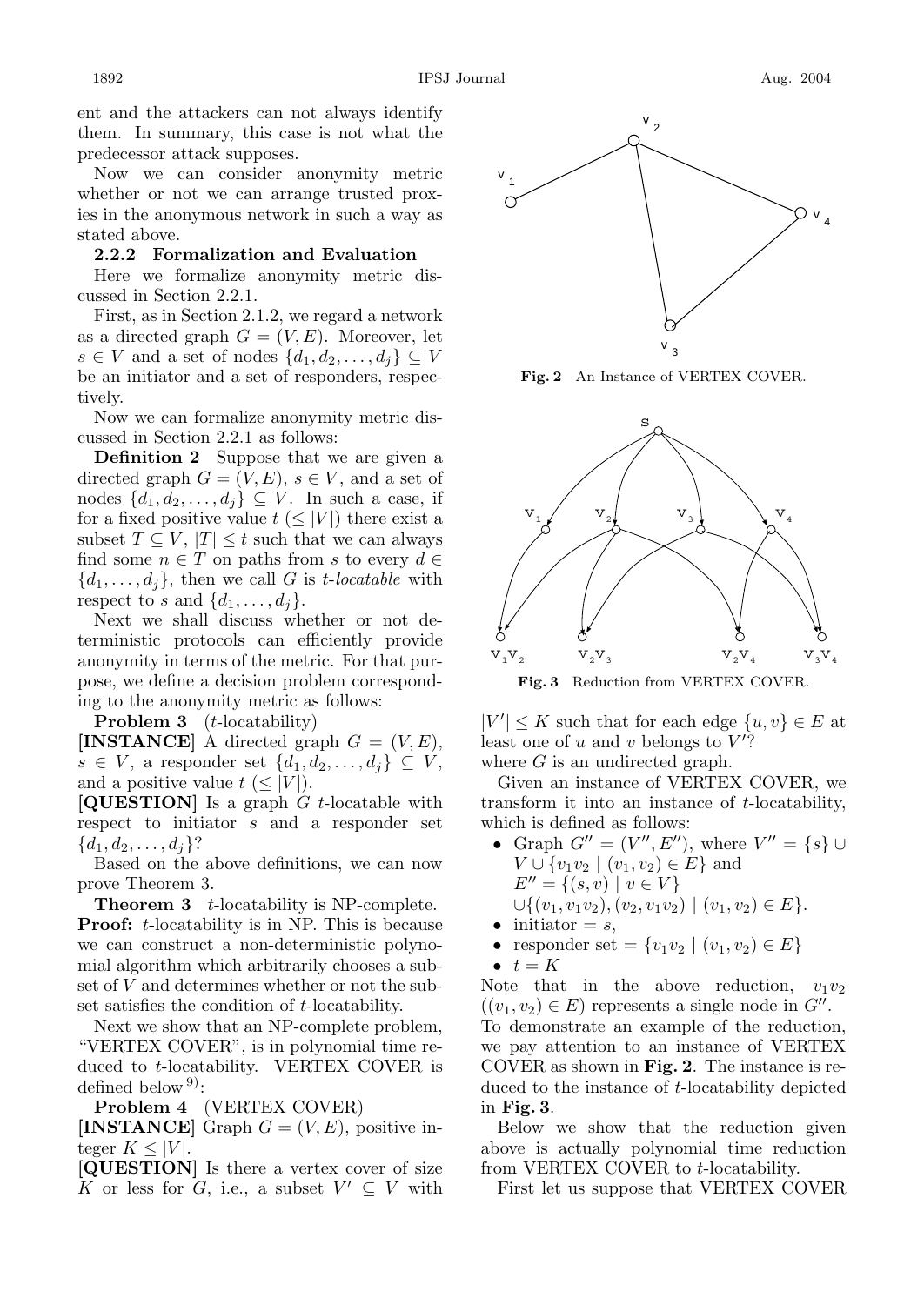ent and the attackers can not always identify them. In summary, this case is not what the predecessor attack supposes.

Now we can consider anonymity metric whether or not we can arrange trusted proxies in the anonymous network in such a way as stated above.

### 2.2.2 Formalization and Evaluation

Here we formalize anonymity metric discussed in Section 2.2.1.

First, as in Section 2.1.2, we regard a network as a directed graph $G = (V, E)$. Moreover, let $s \in V$ and a set of nodes $\{d_1, d_2, \ldots, d_j\} \subseteq V$ be an initiator and a set of responders, respectively.

Now we can formalize anonymity metric discussed in Section 2.2.1 as follows:

**Definition 2** Suppose that we are given a directed graph $G = (V, E)$, $s \in V$, and a set of nodes $\{d_1, d_2, \ldots, d_j\} \subseteq V$. In such a case, if for a fixed positive value $t$ ($\leq |V|$) there exist a subset $T \subseteq V$, $|T| \leq t$ such that we can always find some $n \in T$ on paths from $s$ to every $d \in \{d_1, \ldots, d_j\}$, then we call $G$ is *t-locatable* with respect to $s$ and $\{d_1, \ldots, d_j\}$.

Next we shall discuss whether or not deterministic protocols can efficiently provide anonymity in terms of the metric. For that purpose, we define a decision problem corresponding to the anonymity metric as follows:

**Problem 3** ($t$-locatability)
**[INSTANCE]** A directed graph $G = (V, E)$, $s \in V$, a responder set $\{d_1, d_2, \ldots, d_j\} \subseteq V$, and a positive value $t$ ($\leq |V|$).
**[QUESTION]** Is a graph $G$ $t$-locatable with respect to initiator $s$ and a responder set $\{d_1, d_2, \ldots, d_j\}$?

Based on the above definitions, we can now prove Theorem 3.

**Theorem 3** $t$-locatability is NP-complete.
**Proof:** $t$-locatability is in NP. This is because we can construct a non-deterministic polynomial algorithm which arbitrarily chooses a subset of $V$ and determines whether or not the subset satisfies the condition of $t$-locatability.

Next we show that an NP-complete problem, "VERTEX COVER", is in polynomial time reduced to $t$-locatability. VERTEX COVER is defined below [9]:

**Problem 4** (VERTEX COVER)
**[INSTANCE]** Graph $G = (V, E)$, positive integer $K \leq |V|$.
**[QUESTION]** Is there a vertex cover of size $K$ or less for $G$, i.e., a subset $V' \subseteq V$ with $|V'| \leq K$ such that for each edge $\{u, v\} \in E$ at least one of $u$ and $v$ belongs to $V'$?
where $G$ is an undirected graph.

**Fig. 2** An Instance of VERTEX COVER.

**Fig. 3** Reduction from VERTEX COVER.

Given an instance of VERTEX COVER, we transform it into an instance of $t$-locatability, which is defined as follows:

- Graph $G'' = (V'', E'')$, where $V'' = \{s\} \cup V \cup \{v_1v_2 \mid (v_1, v_2) \in E\}$ and $E'' = \{(s, v) \mid v \in V\}$ $\cup \{(v_1, v_1v_2), (v_2, v_1v_2) \mid (v_1, v_2) \in E\}$.
- initiator $= s$,
- responder set $= \{v_1v_2 \mid (v_1, v_2) \in E\}$
- $t = K$

Note that in the above reduction, $v_1v_2$ ($(v_1, v_2) \in E$) represents a single node in $G''$. To demonstrate an example of the reduction, we pay attention to an instance of VERTEX COVER as shown in **Fig. 2**. The instance is reduced to the instance of $t$-locatability depicted in **Fig. 3**.

Below we show that the reduction given above is actually polynomial time reduction from VERTEX COVER to $t$-locatability.

First let us suppose that VERTEX COVER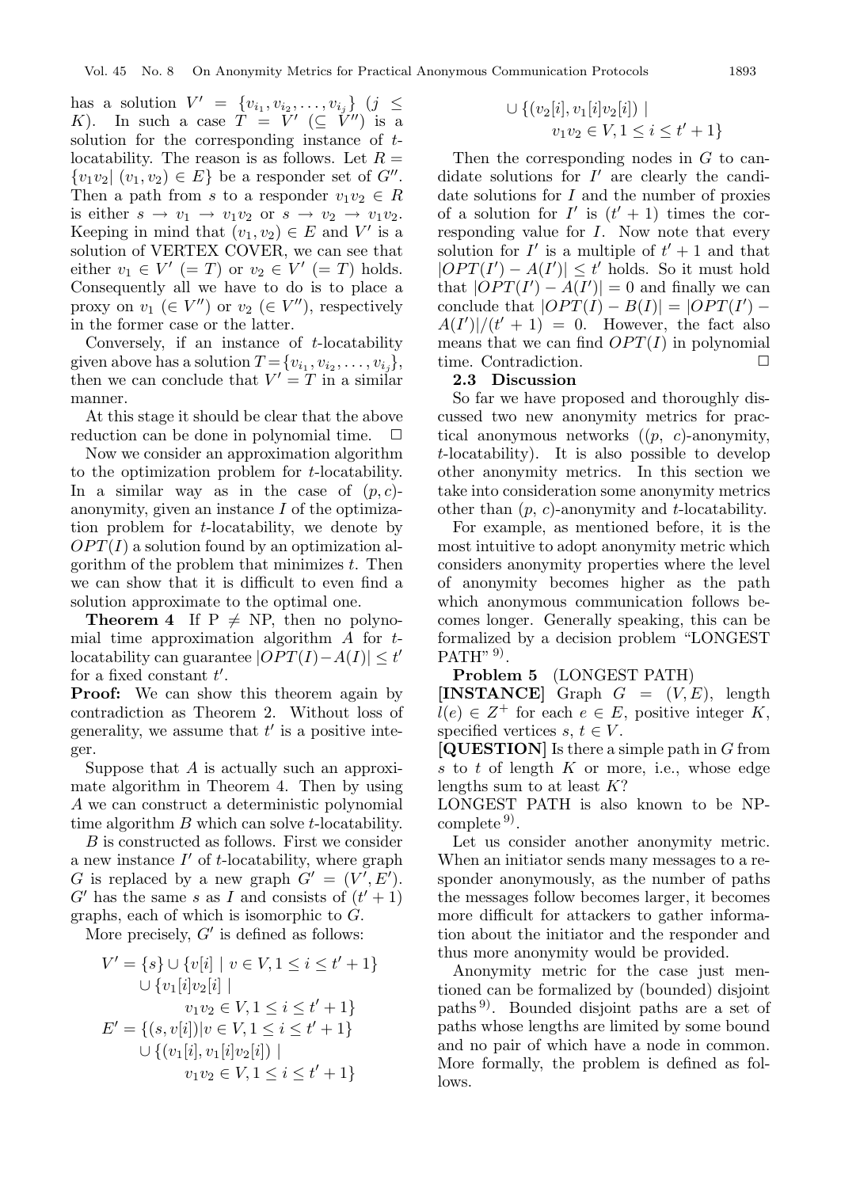has a solution $V' = \{v_{i_1}, v_{i_2}, \ldots, v_{i_j}\}$ ($j \leq K$). In such a case $T = V'$ ($\subseteq V''$) is a solution for the corresponding instance of $t$-locatability. The reason is as follows. Let $R = \{v_1v_2 | (v_1, v_2) \in E\}$ be a responder set of $G''$. Then a path from $s$ to a responder $v_1v_2 \in R$ is either $s \rightarrow v_1 \rightarrow v_1v_2$ or $s \rightarrow v_2 \rightarrow v_1v_2$. Keeping in mind that $(v_1, v_2) \in E$ and $V'$ is a solution of VERTEX COVER, we can see that either $v_1 \in V'$ ($= T$) or $v_2 \in V'$ ($= T$) holds. Consequently all we have to do is to place a proxy on $v_1$ ($\in V''$) or $v_2$ ($\in V''$), respectively in the former case or the latter.

Conversely, if an instance of $t$-locatability given above has a solution $T = \{v_{i_1}, v_{i_2}, \ldots, v_{i_j}\}$, then we can conclude that $V' = T$ in a similar manner.

At this stage it should be clear that the above reduction can be done in polynomial time. □

Now we consider an approximation algorithm to the optimization problem for $t$-locatability. In a similar way as in the case of $(p, c)$-anonymity, given an instance $I$ of the optimization problem for $t$-locatability, we denote by $OPT(I)$ a solution found by an optimization algorithm of the problem that minimizes $t$. Then we can show that it is difficult to even find a solution approximate to the optimal one.

**Theorem 4** If P $\neq$ NP, then no polynomial time approximation algorithm $A$ for $t$-locatability can guarantee $|OPT(I) - A(I)| \leq t'$ for a fixed constant $t'$.

**Proof:** We can show this theorem again by contradiction as Theorem 2. Without loss of generality, we assume that $t'$ is a positive integer.

Suppose that $A$ is actually such an approximate algorithm in Theorem 4. Then by using $A$ we can construct a deterministic polynomial time algorithm $B$ which can solve $t$-locatability.

$B$ is constructed as follows. First we consider a new instance $I'$ of $t$-locatability, where graph $G$ is replaced by a new graph $G' = (V', E')$. $G'$ has the same $s$ as $I$ and consists of $(t' + 1)$ graphs, each of which is isomorphic to $G$.

More precisely, $G'$ is defined as follows:

$$\begin{aligned}
V' = &\{s\} \cup \{v[i] \mid v \in V, 1 \leq i \leq t' + 1\} \\
&\cup \{v_1[i]v_2[i] \mid \\
&\qquad v_1v_2 \in V, 1 \leq i \leq t' + 1\} \\
E' = &\{(s, v[i]) | v \in V, 1 \leq i \leq t' + 1\} \\
&\cup \{(v_1[i], v_1[i]v_2[i]) \mid \\
&\qquad v_1v_2 \in V, 1 \leq i \leq t' + 1\} \\
&\cup \{(v_2[i], v_1[i]v_2[i]) \mid \\
&\qquad v_1v_2 \in V, 1 \leq i \leq t' + 1\}
\end{aligned}$$

Then the corresponding nodes in $G$ to candidate solutions for $I'$ are clearly the candidate solutions for $I$ and the number of proxies of a solution for $I'$ is $(t' + 1)$ times the corresponding value for $I$. Now note that every solution for $I'$ is a multiple of $t' + 1$ and that $|OPT(I') - A(I')| \leq t'$ holds. So it must hold that $|OPT(I') - A(I')| = 0$ and finally we can conclude that $|OPT(I) - B(I)| = |OPT(I') - A(I')|/(t' + 1) = 0$. However, the fact also means that we can find $OPT(I)$ in polynomial time. Contradiction. □

### 2.3 Discussion

So far we have proposed and thoroughly discussed two new anonymity metrics for practical anonymous networks ($(p,\ c)$-anonymity, $t$-locatability). It is also possible to develop other anonymity metrics. In this section we take into consideration some anonymity metrics other than $(p,\ c)$-anonymity and $t$-locatability.

For example, as mentioned before, it is the most intuitive to adopt anonymity metric which considers anonymity properties where the level of anonymity becomes higher as the path which anonymous communication follows becomes longer. Generally speaking, this can be formalized by a decision problem "LONGEST PATH"[9].

**Problem 5** (LONGEST PATH)

**[INSTANCE]** Graph $G = (V, E)$, length $l(e) \in Z^+$ for each $e \in E$, positive integer $K$, specified vertices $s,\ t \in V$.

**[QUESTION]** Is there a simple path in $G$ from $s$ to $t$ of length $K$ or more, i.e., whose edge lengths sum to at least $K$?

LONGEST PATH is also known to be NP-complete[9].

Let us consider another anonymity metric. When an initiator sends many messages to a responder anonymously, as the number of paths the messages follow becomes larger, it becomes more difficult for attackers to gather information about the initiator and the responder and thus more anonymity would be provided.

Anonymity metric for the case just mentioned can be formalized by (bounded) disjoint paths[9]. Bounded disjoint paths are a set of paths whose lengths are limited by some bound and no pair of which have a node in common. More formally, the problem is defined as follows.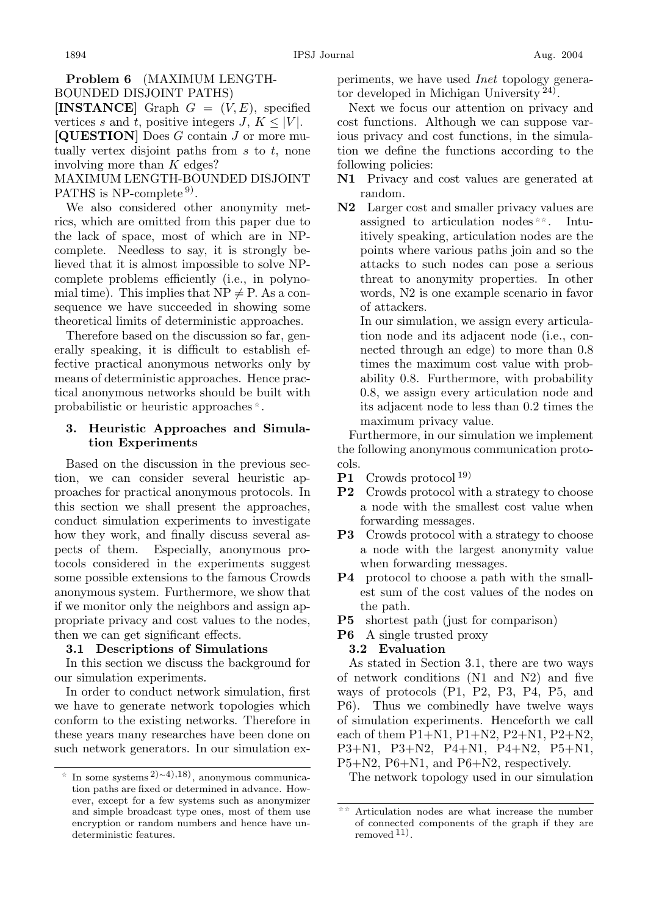**Problem 6** (MAXIMUM LENGTH-BOUNDED DISJOINT PATHS)

**[INSTANCE]** Graph $G = (V, E)$, specified vertices $s$ and $t$, positive integers $J$, $K \leq |V|$.

**[QUESTION]** Does $G$ contain $J$ or more mutually vertex disjoint paths from $s$ to $t$, none involving more than $K$ edges?

MAXIMUM LENGTH-BOUNDED DISJOINT PATHS is NP-complete [9].

We also considered other anonymity metrics, which are omitted from this paper due to the lack of space, most of which are in NP-complete. Needless to say, it is strongly believed that it is almost impossible to solve NP-complete problems efficiently (i.e., in polynomial time). This implies that NP $\neq$ P. As a consequence we have succeeded in showing some theoretical limits of deterministic approaches.

Therefore based on the discussion so far, generally speaking, it is difficult to establish effective practical anonymous networks only by means of deterministic approaches. Hence practical anonymous networks should be built with probabilistic or heuristic approaches [☆].

## 3. Heuristic Approaches and Simulation Experiments

Based on the discussion in the previous section, we can consider several heuristic approaches for practical anonymous protocols. In this section we shall present the approaches, conduct simulation experiments to investigate how they work, and finally discuss several aspects of them. Especially, anonymous protocols considered in the experiments suggest some possible extensions to the famous Crowds anonymous system. Furthermore, we show that if we monitor only the neighbors and assign appropriate privacy and cost values to the nodes, then we can get significant effects.

### 3.1 Descriptions of Simulations

In this section we discuss the background for our simulation experiments.

In order to conduct network simulation, first we have to generate network topologies which conform to the existing networks. Therefore in these years many researches have been done on such network generators. In our simulation experiments, we have used *Inet* topology generator developed in Michigan University [24].

Next we focus our attention on privacy and cost functions. Although we can suppose various privacy and cost functions, in the simulation we define the functions according to the following policies:

- **N1** Privacy and cost values are generated at random.
- **N2** Larger cost and smaller privacy values are assigned to articulation nodes [☆☆]. Intuitively speaking, articulation nodes are the points where various paths join and so the attacks to such nodes can pose a serious threat to anonymity properties. In other words, N2 is one example scenario in favor of attackers.

  In our simulation, we assign every articulation node and its adjacent node (i.e., connected through an edge) to more than 0.8 times the maximum cost value with probability 0.8. Furthermore, with probability 0.8, we assign every articulation node and its adjacent node to less than 0.2 times the maximum privacy value.

Furthermore, in our simulation we implement the following anonymous communication protocols.

- **P1** Crowds protocol [19]
- **P2** Crowds protocol with a strategy to choose a node with the smallest cost value when forwarding messages.
- **P3** Crowds protocol with a strategy to choose a node with the largest anonymity value when forwarding messages.
- **P4** protocol to choose a path with the smallest sum of the cost values of the nodes on the path.
- **P5** shortest path (just for comparison)
- **P6** A single trusted proxy

### 3.2 Evaluation

As stated in Section 3.1, there are two ways of network conditions (N1 and N2) and five ways of protocols (P1, P2, P3, P4, P5, and P6). Thus we combinedly have twelve ways of simulation experiments. Henceforth we call each of them P1+N1, P1+N2, P2+N1, P2+N2, P3+N1, P3+N2, P4+N1, P4+N2, P5+N1, P5+N2, P6+N1, and P6+N2, respectively.

The network topology used in our simulation

---

☆ In some systems [2)~4),18], anonymous communication paths are fixed or determined in advance. However, except for a few systems such as anonymizer and simple broadcast type ones, most of them use encryption or random numbers and hence have undeterministic features.

☆☆ Articulation nodes are what increase the number of connected components of the graph if they are removed [11].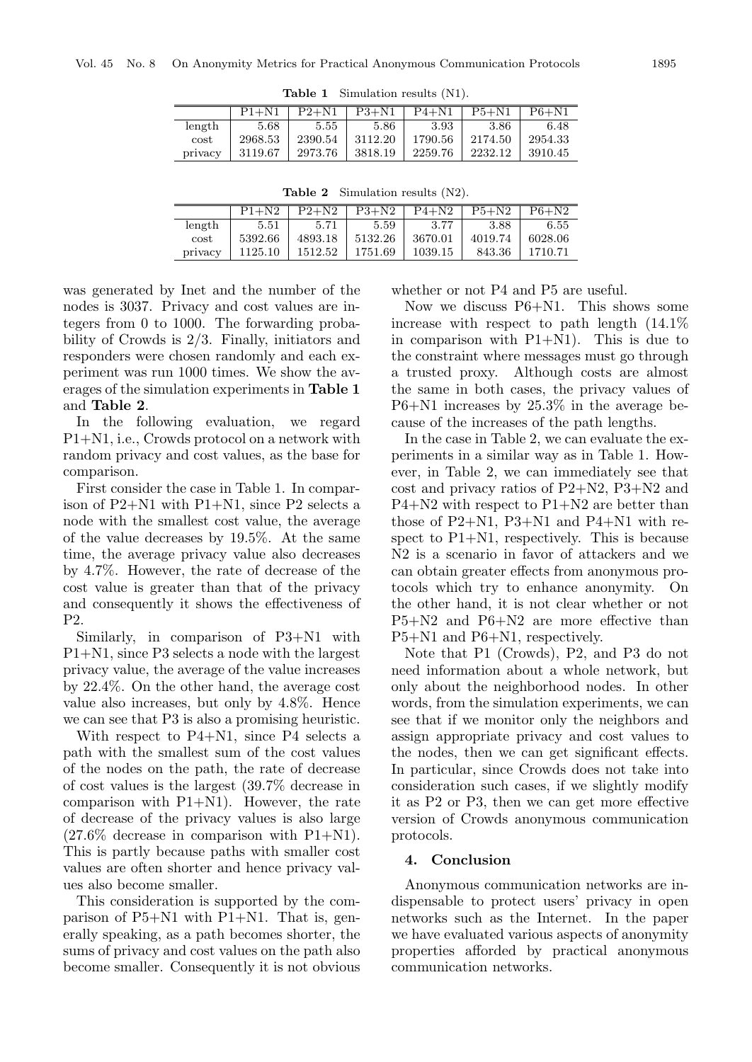**Table 1** Simulation results (N1).

| | P1+N1 | P2+N1 | P3+N1 | P4+N1 | P5+N1 | P6+N1 |
|---|---|---|---|---|---|---|
| length | 5.68 | 5.55 | 5.86 | 3.93 | 3.86 | 6.48 |
| cost | 2968.53 | 2390.54 | 3112.20 | 1790.56 | 2174.50 | 2954.33 |
| privacy | 3119.67 | 2973.76 | 3818.19 | 2259.76 | 2232.12 | 3910.45 |

**Table 2** Simulation results (N2).

| | P1+N2 | P2+N2 | P3+N2 | P4+N2 | P5+N2 | P6+N2 |
|---|---|---|---|---|---|---|
| length | 5.51 | 5.71 | 5.59 | 3.77 | 3.88 | 6.55 |
| cost | 5392.66 | 4893.18 | 5132.26 | 3670.01 | 4019.74 | 6028.06 |
| privacy | 1125.10 | 1512.52 | 1751.69 | 1039.15 | 843.36 | 1710.71 |

was generated by Inet and the number of the nodes is 3037. Privacy and cost values are integers from 0 to 1000. The forwarding probability of Crowds is 2/3. Finally, initiators and responders were chosen randomly and each experiment was run 1000 times. We show the averages of the simulation experiments in **Table 1** and **Table 2**.

In the following evaluation, we regard P1+N1, i.e., Crowds protocol on a network with random privacy and cost values, as the base for comparison.

First consider the case in Table 1. In comparison of P2+N1 with P1+N1, since P2 selects a node with the smallest cost value, the average of the value decreases by 19.5%. At the same time, the average privacy value also decreases by 4.7%. However, the rate of decrease of the cost value is greater than that of the privacy and consequently it shows the effectiveness of P2.

Similarly, in comparison of P3+N1 with P1+N1, since P3 selects a node with the largest privacy value, the average of the value increases by 22.4%. On the other hand, the average cost value also increases, but only by 4.8%. Hence we can see that P3 is also a promising heuristic.

With respect to P4+N1, since P4 selects a path with the smallest sum of the cost values of the nodes on the path, the rate of decrease of cost values is the largest (39.7% decrease in comparison with P1+N1). However, the rate of decrease of the privacy values is also large (27.6% decrease in comparison with P1+N1). This is partly because paths with smaller cost values are often shorter and hence privacy values also become smaller.

This consideration is supported by the comparison of P5+N1 with P1+N1. That is, generally speaking, as a path becomes shorter, the sums of privacy and cost values on the path also become smaller. Consequently it is not obvious whether or not P4 and P5 are useful.

Now we discuss P6+N1. This shows some increase with respect to path length (14.1% in comparison with P1+N1). This is due to the constraint where messages must go through a trusted proxy. Although costs are almost the same in both cases, the privacy values of P6+N1 increases by 25.3% in the average because of the increases of the path lengths.

In the case in Table 2, we can evaluate the experiments in a similar way as in Table 1. However, in Table 2, we can immediately see that cost and privacy ratios of P2+N2, P3+N2 and P4+N2 with respect to P1+N2 are better than those of P2+N1, P3+N1 and P4+N1 with respect to P1+N1, respectively. This is because N2 is a scenario in favor of attackers and we can obtain greater effects from anonymous protocols which try to enhance anonymity. On the other hand, it is not clear whether or not P5+N2 and P6+N2 are more effective than P5+N1 and P6+N1, respectively.

Note that P1 (Crowds), P2, and P3 do not need information about a whole network, but only about the neighborhood nodes. In other words, from the simulation experiments, we can see that if we monitor only the neighbors and assign appropriate privacy and cost values to the nodes, then we can get significant effects. In particular, since Crowds does not take into consideration such cases, if we slightly modify it as P2 or P3, then we can get more effective version of Crowds anonymous communication protocols.

## 4. Conclusion

Anonymous communication networks are indispensable to protect users' privacy in open networks such as the Internet. In the paper we have evaluated various aspects of anonymity properties afforded by practical anonymous communication networks.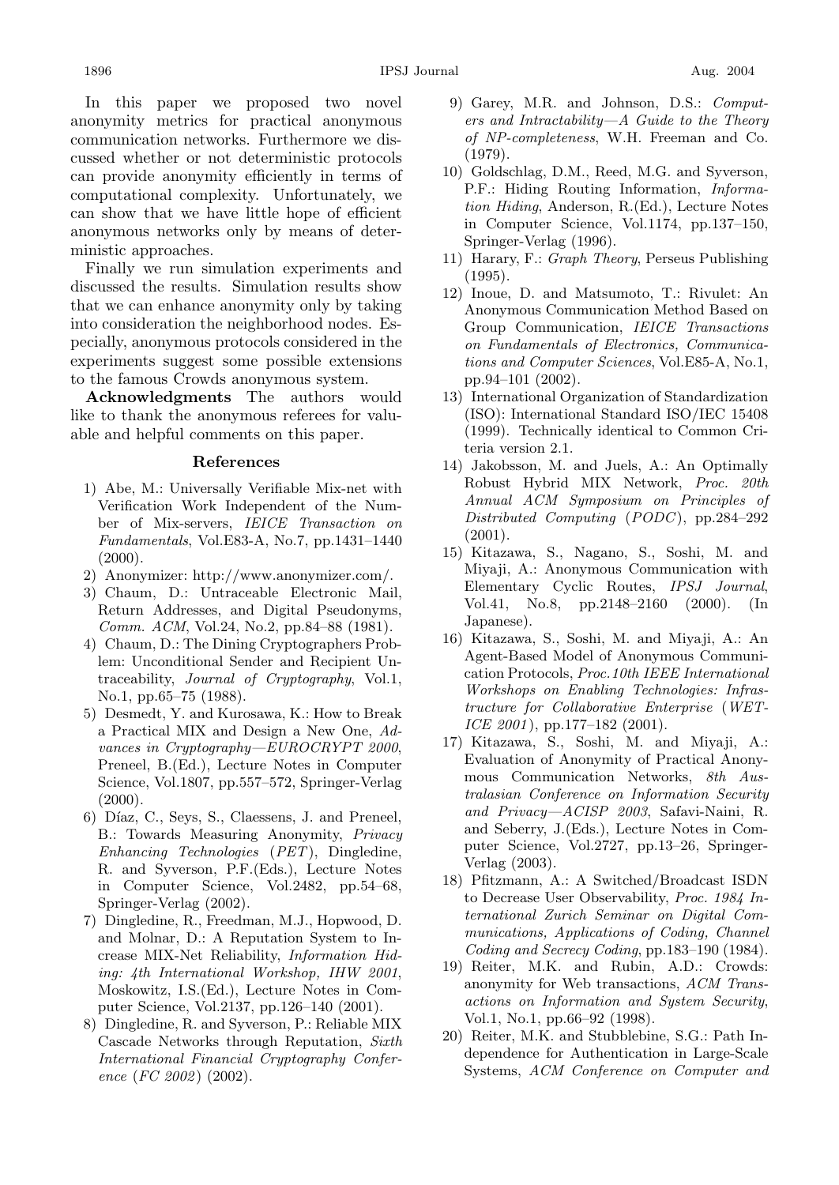In this paper we proposed two novel anonymity metrics for practical anonymous communication networks. Furthermore we discussed whether or not deterministic protocols can provide anonymity efficiently in terms of computational complexity. Unfortunately, we can show that we have little hope of efficient anonymous networks only by means of deterministic approaches.

Finally we run simulation experiments and discussed the results. Simulation results show that we can enhance anonymity only by taking into consideration the neighborhood nodes. Especially, anonymous protocols considered in the experiments suggest some possible extensions to the famous Crowds anonymous system.

**Acknowledgments** The authors would like to thank the anonymous referees for valuable and helpful comments on this paper.

## References

1) Abe, M.: Universally Verifiable Mix-net with Verification Work Independent of the Number of Mix-servers, *IEICE Transaction on Fundamentals*, Vol.E83-A, No.7, pp.1431–1440 (2000).
2) Anonymizer: http://www.anonymizer.com/.
3) Chaum, D.: Untraceable Electronic Mail, Return Addresses, and Digital Pseudonyms, *Comm. ACM*, Vol.24, No.2, pp.84–88 (1981).
4) Chaum, D.: The Dining Cryptographers Problem: Unconditional Sender and Recipient Untraceability, *Journal of Cryptography*, Vol.1, No.1, pp.65–75 (1988).
5) Desmedt, Y. and Kurosawa, K.: How to Break a Practical MIX and Design a New One, *Advances in Cryptography—EUROCRYPT 2000*, Preneel, B.(Ed.), Lecture Notes in Computer Science, Vol.1807, pp.557–572, Springer-Verlag (2000).
6) Díaz, C., Seys, S., Claessens, J. and Preneel, B.: Towards Measuring Anonymity, *Privacy Enhancing Technologies* (*PET*), Dingledine, R. and Syverson, P.F.(Eds.), Lecture Notes in Computer Science, Vol.2482, pp.54–68, Springer-Verlag (2002).
7) Dingledine, R., Freedman, M.J., Hopwood, D. and Molnar, D.: A Reputation System to Increase MIX-Net Reliability, *Information Hiding: 4th International Workshop, IHW 2001*, Moskowitz, I.S.(Ed.), Lecture Notes in Computer Science, Vol.2137, pp.126–140 (2001).
8) Dingledine, R. and Syverson, P.: Reliable MIX Cascade Networks through Reputation, *Sixth International Financial Cryptography Conference* (*FC 2002*) (2002).
9) Garey, M.R. and Johnson, D.S.: *Computers and Intractability—A Guide to the Theory of NP-completeness*, W.H. Freeman and Co. (1979).
10) Goldschlag, D.M., Reed, M.G. and Syverson, P.F.: Hiding Routing Information, *Information Hiding*, Anderson, R.(Ed.), Lecture Notes in Computer Science, Vol.1174, pp.137–150, Springer-Verlag (1996).
11) Harary, F.: *Graph Theory*, Perseus Publishing (1995).
12) Inoue, D. and Matsumoto, T.: Rivulet: An Anonymous Communication Method Based on Group Communication, *IEICE Transactions on Fundamentals of Electronics, Communications and Computer Sciences*, Vol.E85-A, No.1, pp.94–101 (2002).
13) International Organization of Standardization (ISO): International Standard ISO/IEC 15408 (1999). Technically identical to Common Criteria version 2.1.
14) Jakobsson, M. and Juels, A.: An Optimally Robust Hybrid MIX Network, *Proc. 20th Annual ACM Symposium on Principles of Distributed Computing* (*PODC*), pp.284–292 (2001).
15) Kitazawa, S., Nagano, S., Soshi, M. and Miyaji, A.: Anonymous Communication with Elementary Cyclic Routes, *IPSJ Journal*, Vol.41, No.8, pp.2148–2160 (2000). (In Japanese).
16) Kitazawa, S., Soshi, M. and Miyaji, A.: An Agent-Based Model of Anonymous Communication Protocols, *Proc.10th IEEE International Workshops on Enabling Technologies: Infrastructure for Collaborative Enterprise* (*WETICE 2001*), pp.177–182 (2001).
17) Kitazawa, S., Soshi, M. and Miyaji, A.: Evaluation of Anonymity of Practical Anonymous Communication Networks, *8th Australasian Conference on Information Security and Privacy—ACISP 2003*, Safavi-Naini, R. and Seberry, J.(Eds.), Lecture Notes in Computer Science, Vol.2727, pp.13–26, Springer-Verlag (2003).
18) Pfitzmann, A.: A Switched/Broadcast ISDN to Decrease User Observability, *Proc. 1984 International Zurich Seminar on Digital Communications, Applications of Coding, Channel Coding and Secrecy Coding*, pp.183–190 (1984).
19) Reiter, M.K. and Rubin, A.D.: Crowds: anonymity for Web transactions, *ACM Transactions on Information and System Security*, Vol.1, No.1, pp.66–92 (1998).
20) Reiter, M.K. and Stubblebine, S.G.: Path Independence for Authentication in Large-Scale Systems, *ACM Conference on Computer and*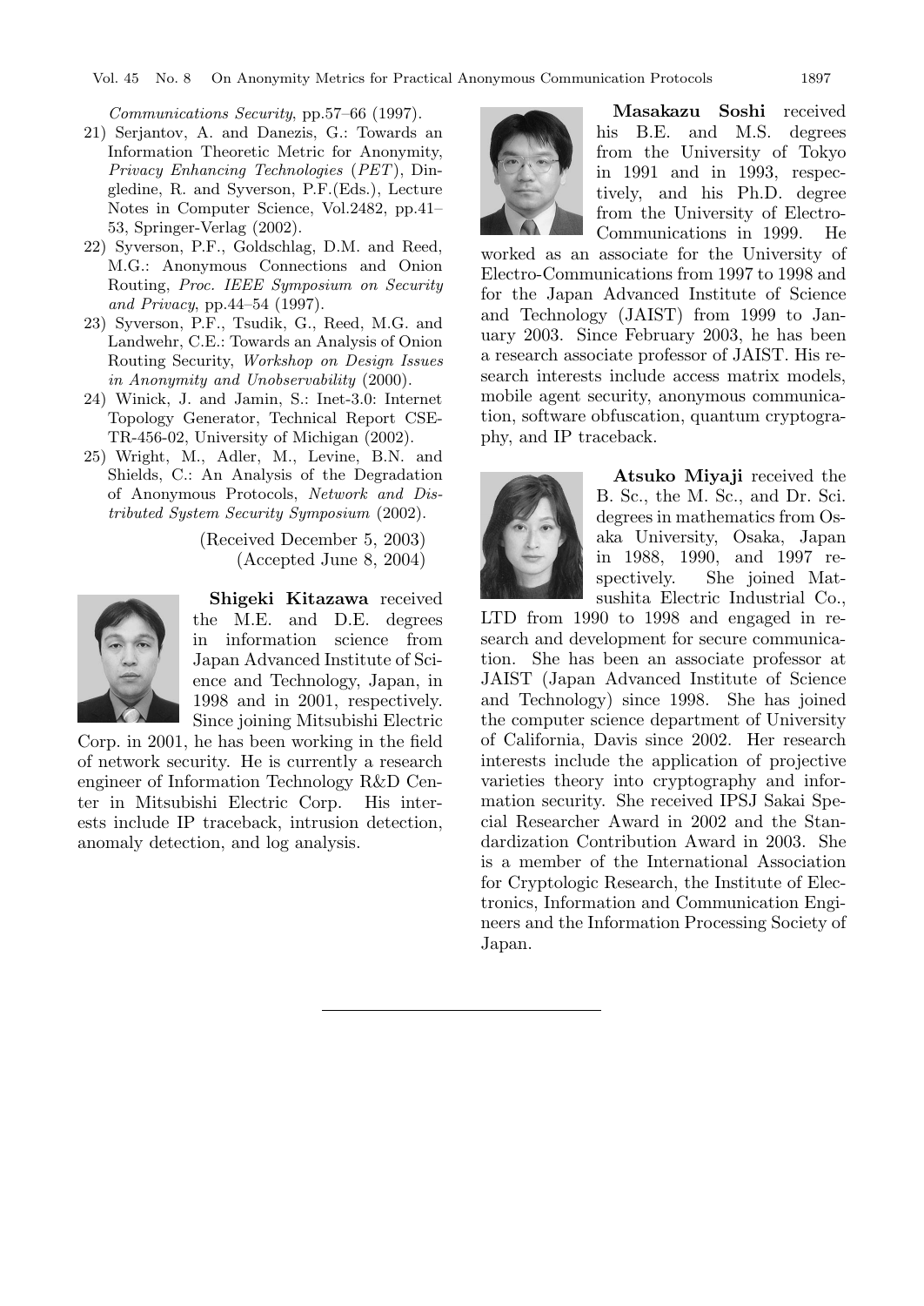*Communications Security*, pp.57–66 (1997).

21) Serjantov, A. and Danezis, G.: Towards an Information Theoretic Metric for Anonymity, *Privacy Enhancing Technologies* (*PET*), Dingledine, R. and Syverson, P.F.(Eds.), Lecture Notes in Computer Science, Vol.2482, pp.41–53, Springer-Verlag (2002).
22) Syverson, P.F., Goldschlag, D.M. and Reed, M.G.: Anonymous Connections and Onion Routing, *Proc. IEEE Symposium on Security and Privacy*, pp.44–54 (1997).
23) Syverson, P.F., Tsudik, G., Reed, M.G. and Landwehr, C.E.: Towards an Analysis of Onion Routing Security, *Workshop on Design Issues in Anonymity and Unobservability* (2000).
24) Winick, J. and Jamin, S.: Inet-3.0: Internet Topology Generator, Technical Report CSE-TR-456-02, University of Michigan (2002).
25) Wright, M., Adler, M., Levine, B.N. and Shields, C.: An Analysis of the Degradation of Anonymous Protocols, *Network and Distributed System Security Symposium* (2002).

(Received December 5, 2003)
(Accepted June 8, 2004)

**Shigeki Kitazawa** received the M.E. and D.E. degrees in information science from Japan Advanced Institute of Science and Technology, Japan, in 1998 and in 2001, respectively. Since joining Mitsubishi Electric Corp. in 2001, he has been working in the field of network security. He is currently a research engineer of Information Technology R&D Center in Mitsubishi Electric Corp. His interests include IP traceback, intrusion detection, anomaly detection, and log analysis.

**Masakazu Soshi** received his B.E. and M.S. degrees from the University of Tokyo in 1991 and in 1993, respectively, and his Ph.D. degree from the University of Electro-Communications in 1999. He worked as an associate for the University of Electro-Communications from 1997 to 1998 and for the Japan Advanced Institute of Science and Technology (JAIST) from 1999 to January 2003. Since February 2003, he has been a research associate professor of JAIST. His research interests include access matrix models, mobile agent security, anonymous communication, software obfuscation, quantum cryptography, and IP traceback.

**Atsuko Miyaji** received the B. Sc., the M. Sc., and Dr. Sci. degrees in mathematics from Osaka University, Osaka, Japan in 1988, 1990, and 1997 respectively. She joined Matsushita Electric Industrial Co., LTD from 1990 to 1998 and engaged in research and development for secure communication. She has been an associate professor at JAIST (Japan Advanced Institute of Science and Technology) since 1998. She has joined the computer science department of University of California, Davis since 2002. Her research interests include the application of projective varieties theory into cryptography and information security. She received IPSJ Sakai Special Researcher Award in 2002 and the Standardization Contribution Award in 2003. She is a member of the International Association for Cryptologic Research, the Institute of Electronics, Information and Communication Engineers and the Information Processing Society of Japan.